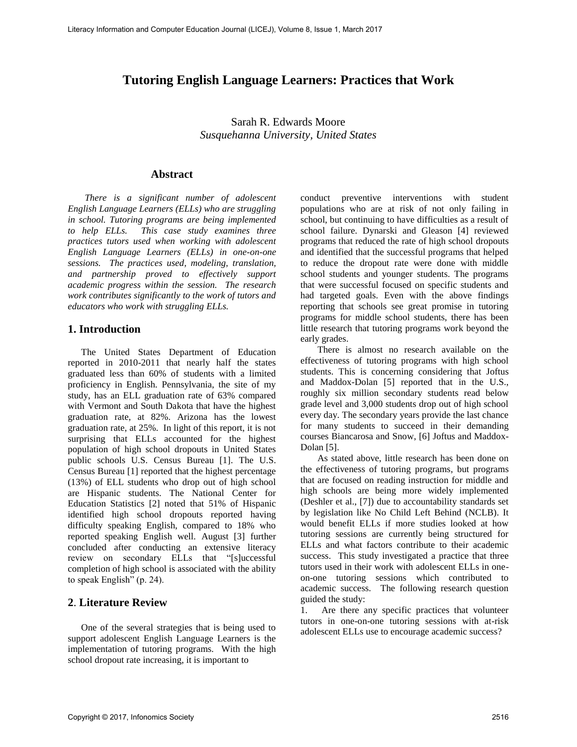# Tutoring English Language Learners: Practices that Work

Sarah R. Edwards Moore
*Susquehanna University, United States*

## Abstract

*There is a significant number of adolescent English Language Learners (ELLs) who are struggling in school. Tutoring programs are being implemented to help ELLs. This case study examines three practices tutors used when working with adolescent English Language Learners (ELLs) in one-on-one sessions. The practices used, modeling, translation, and partnership proved to effectively support academic progress within the session. The research work contributes significantly to the work of tutors and educators who work with struggling ELLs.*

## 1. Introduction

The United States Department of Education reported in 2010-2011 that nearly half the states graduated less than 60% of students with a limited proficiency in English. Pennsylvania, the site of my study, has an ELL graduation rate of 63% compared with Vermont and South Dakota that have the highest graduation rate, at 82%. Arizona has the lowest graduation rate, at 25%. In light of this report, it is not surprising that ELLs accounted for the highest population of high school dropouts in United States public schools U.S. Census Bureau [1]. The U.S. Census Bureau [1] reported that the highest percentage (13%) of ELL students who drop out of high school are Hispanic students. The National Center for Education Statistics [2] noted that 51% of Hispanic identified high school dropouts reported having difficulty speaking English, compared to 18% who reported speaking English well. August [3] further concluded after conducting an extensive literacy review on secondary ELLs that "[s]uccessful completion of high school is associated with the ability to speak English" (p. 24).

## 2. Literature Review

One of the several strategies that is being used to support adolescent English Language Learners is the implementation of tutoring programs. With the high school dropout rate increasing, it is important to conduct preventive interventions with student populations who are at risk of not only failing in school, but continuing to have difficulties as a result of school failure. Dynarski and Gleason [4] reviewed programs that reduced the rate of high school dropouts and identified that the successful programs that helped to reduce the dropout rate were done with middle school students and younger students. The programs that were successful focused on specific students and had targeted goals. Even with the above findings reporting that schools see great promise in tutoring programs for middle school students, there has been little research that tutoring programs work beyond the early grades.

There is almost no research available on the effectiveness of tutoring programs with high school students. This is concerning considering that Joftus and Maddox-Dolan [5] reported that in the U.S., roughly six million secondary students read below grade level and 3,000 students drop out of high school every day. The secondary years provide the last chance for many students to succeed in their demanding courses Biancarosa and Snow, [6] Joftus and Maddox-Dolan [5].

As stated above, little research has been done on the effectiveness of tutoring programs, but programs that are focused on reading instruction for middle and high schools are being more widely implemented (Deshler et al., [7]) due to accountability standards set by legislation like No Child Left Behind (NCLB). It would benefit ELLs if more studies looked at how tutoring sessions are currently being structured for ELLs and what factors contribute to their academic success. This study investigated a practice that three tutors used in their work with adolescent ELLs in one-on-one tutoring sessions which contributed to academic success. The following research question guided the study:

1. Are there any specific practices that volunteer tutors in one-on-one tutoring sessions with at-risk adolescent ELLs use to encourage academic success?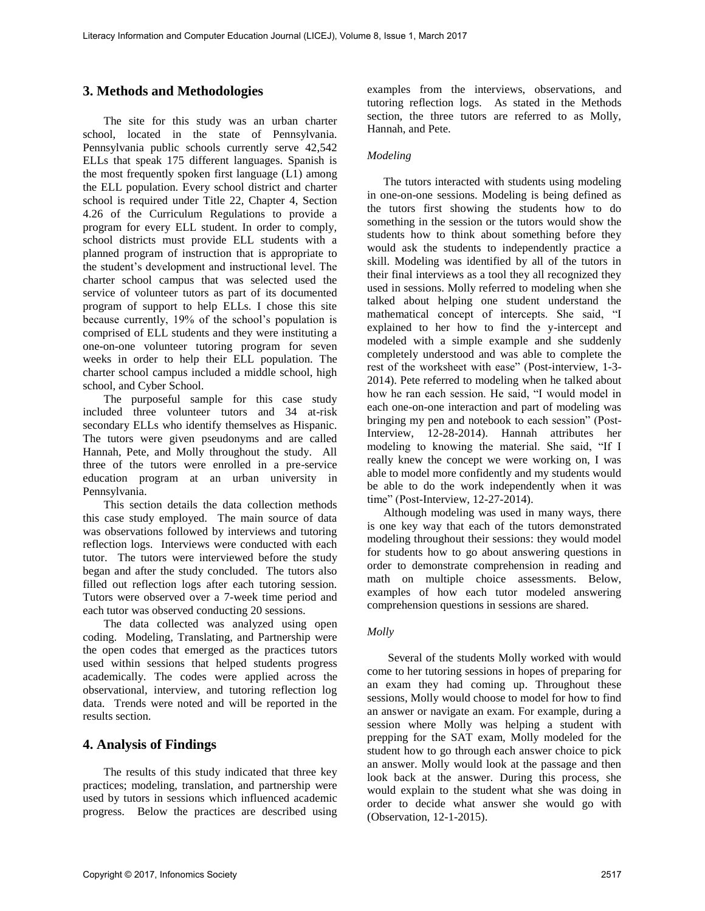## 3. Methods and Methodologies

The site for this study was an urban charter school, located in the state of Pennsylvania. Pennsylvania public schools currently serve 42,542 ELLs that speak 175 different languages. Spanish is the most frequently spoken first language (L1) among the ELL population. Every school district and charter school is required under Title 22, Chapter 4, Section 4.26 of the Curriculum Regulations to provide a program for every ELL student. In order to comply, school districts must provide ELL students with a planned program of instruction that is appropriate to the student's development and instructional level. The charter school campus that was selected used the service of volunteer tutors as part of its documented program of support to help ELLs. I chose this site because currently, 19% of the school's population is comprised of ELL students and they were instituting a one-on-one volunteer tutoring program for seven weeks in order to help their ELL population. The charter school campus included a middle school, high school, and Cyber School.

The purposeful sample for this case study included three volunteer tutors and 34 at-risk secondary ELLs who identify themselves as Hispanic. The tutors were given pseudonyms and are called Hannah, Pete, and Molly throughout the study. All three of the tutors were enrolled in a pre-service education program at an urban university in Pennsylvania.

This section details the data collection methods this case study employed. The main source of data was observations followed by interviews and tutoring reflection logs. Interviews were conducted with each tutor. The tutors were interviewed before the study began and after the study concluded. The tutors also filled out reflection logs after each tutoring session. Tutors were observed over a 7-week time period and each tutor was observed conducting 20 sessions.

The data collected was analyzed using open coding. Modeling, Translating, and Partnership were the open codes that emerged as the practices tutors used within sessions that helped students progress academically. The codes were applied across the observational, interview, and tutoring reflection log data. Trends were noted and will be reported in the results section.

## 4. Analysis of Findings

The results of this study indicated that three key practices; modeling, translation, and partnership were used by tutors in sessions which influenced academic progress. Below the practices are described using examples from the interviews, observations, and tutoring reflection logs. As stated in the Methods section, the three tutors are referred to as Molly, Hannah, and Pete.

### *Modeling*

The tutors interacted with students using modeling in one-on-one sessions. Modeling is being defined as the tutors first showing the students how to do something in the session or the tutors would show the students how to think about something before they would ask the students to independently practice a skill. Modeling was identified by all of the tutors in their final interviews as a tool they all recognized they used in sessions. Molly referred to modeling when she talked about helping one student understand the mathematical concept of intercepts. She said, "I explained to her how to find the y-intercept and modeled with a simple example and she suddenly completely understood and was able to complete the rest of the worksheet with ease" (Post-interview, 1-3-2014). Pete referred to modeling when he talked about how he ran each session. He said, "I would model in each one-on-one interaction and part of modeling was bringing my pen and notebook to each session" (Post-Interview, 12-28-2014). Hannah attributes her modeling to knowing the material. She said, "If I really knew the concept we were working on, I was able to model more confidently and my students would be able to do the work independently when it was time" (Post-Interview, 12-27-2014).

Although modeling was used in many ways, there is one key way that each of the tutors demonstrated modeling throughout their sessions: they would model for students how to go about answering questions in order to demonstrate comprehension in reading and math on multiple choice assessments. Below, examples of how each tutor modeled answering comprehension questions in sessions are shared.

### *Molly*

Several of the students Molly worked with would come to her tutoring sessions in hopes of preparing for an exam they had coming up. Throughout these sessions, Molly would choose to model for how to find an answer or navigate an exam. For example, during a session where Molly was helping a student with prepping for the SAT exam, Molly modeled for the student how to go through each answer choice to pick an answer. Molly would look at the passage and then look back at the answer. During this process, she would explain to the student what she was doing in order to decide what answer she would go with (Observation, 12-1-2015).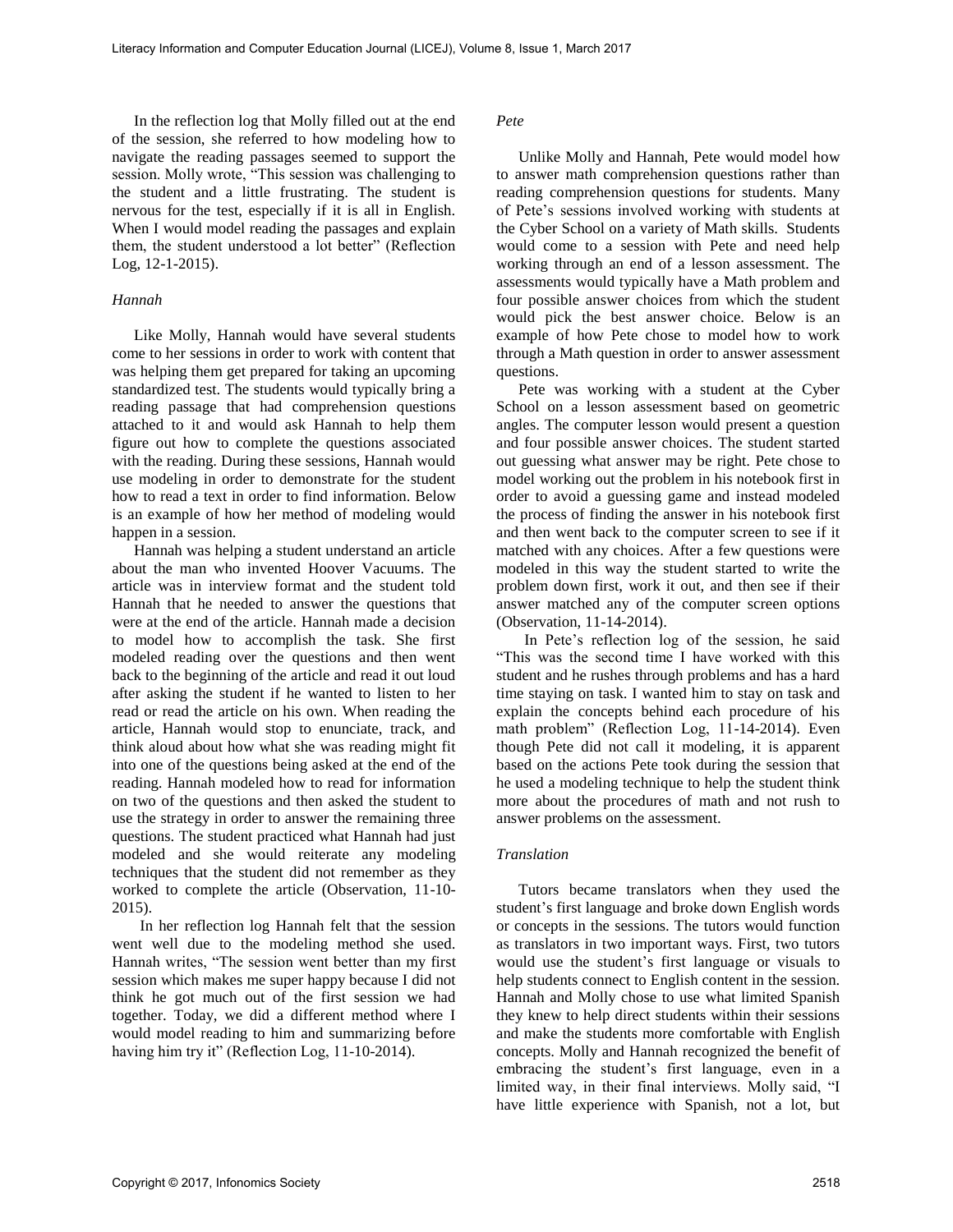In the reflection log that Molly filled out at the end of the session, she referred to how modeling how to navigate the reading passages seemed to support the session. Molly wrote, "This session was challenging to the student and a little frustrating. The student is nervous for the test, especially if it is all in English. When I would model reading the passages and explain them, the student understood a lot better" (Reflection Log, 12-1-2015).

### *Hannah*

Like Molly, Hannah would have several students come to her sessions in order to work with content that was helping them get prepared for taking an upcoming standardized test. The students would typically bring a reading passage that had comprehension questions attached to it and would ask Hannah to help them figure out how to complete the questions associated with the reading. During these sessions, Hannah would use modeling in order to demonstrate for the student how to read a text in order to find information. Below is an example of how her method of modeling would happen in a session.

Hannah was helping a student understand an article about the man who invented Hoover Vacuums. The article was in interview format and the student told Hannah that he needed to answer the questions that were at the end of the article. Hannah made a decision to model how to accomplish the task. She first modeled reading over the questions and then went back to the beginning of the article and read it out loud after asking the student if he wanted to listen to her read or read the article on his own. When reading the article, Hannah would stop to enunciate, track, and think aloud about how what she was reading might fit into one of the questions being asked at the end of the reading. Hannah modeled how to read for information on two of the questions and then asked the student to use the strategy in order to answer the remaining three questions. The student practiced what Hannah had just modeled and she would reiterate any modeling techniques that the student did not remember as they worked to complete the article (Observation, 11-10-2015).

In her reflection log Hannah felt that the session went well due to the modeling method she used. Hannah writes, "The session went better than my first session which makes me super happy because I did not think he got much out of the first session we had together. Today, we did a different method where I would model reading to him and summarizing before having him try it" (Reflection Log, 11-10-2014).

### *Pete*

Unlike Molly and Hannah, Pete would model how to answer math comprehension questions rather than reading comprehension questions for students. Many of Pete's sessions involved working with students at the Cyber School on a variety of Math skills. Students would come to a session with Pete and need help working through an end of a lesson assessment. The assessments would typically have a Math problem and four possible answer choices from which the student would pick the best answer choice. Below is an example of how Pete chose to model how to work through a Math question in order to answer assessment questions.

Pete was working with a student at the Cyber School on a lesson assessment based on geometric angles. The computer lesson would present a question and four possible answer choices. The student started out guessing what answer may be right. Pete chose to model working out the problem in his notebook first in order to avoid a guessing game and instead modeled the process of finding the answer in his notebook first and then went back to the computer screen to see if it matched with any choices. After a few questions were modeled in this way the student started to write the problem down first, work it out, and then see if their answer matched any of the computer screen options (Observation, 11-14-2014).

In Pete's reflection log of the session, he said "This was the second time I have worked with this student and he rushes through problems and has a hard time staying on task. I wanted him to stay on task and explain the concepts behind each procedure of his math problem" (Reflection Log, 11-14-2014). Even though Pete did not call it modeling, it is apparent based on the actions Pete took during the session that he used a modeling technique to help the student think more about the procedures of math and not rush to answer problems on the assessment.

### *Translation*

Tutors became translators when they used the student's first language and broke down English words or concepts in the sessions. The tutors would function as translators in two important ways. First, two tutors would use the student's first language or visuals to help students connect to English content in the session. Hannah and Molly chose to use what limited Spanish they knew to help direct students within their sessions and make the students more comfortable with English concepts. Molly and Hannah recognized the benefit of embracing the student's first language, even in a limited way, in their final interviews. Molly said, "I have little experience with Spanish, not a lot, but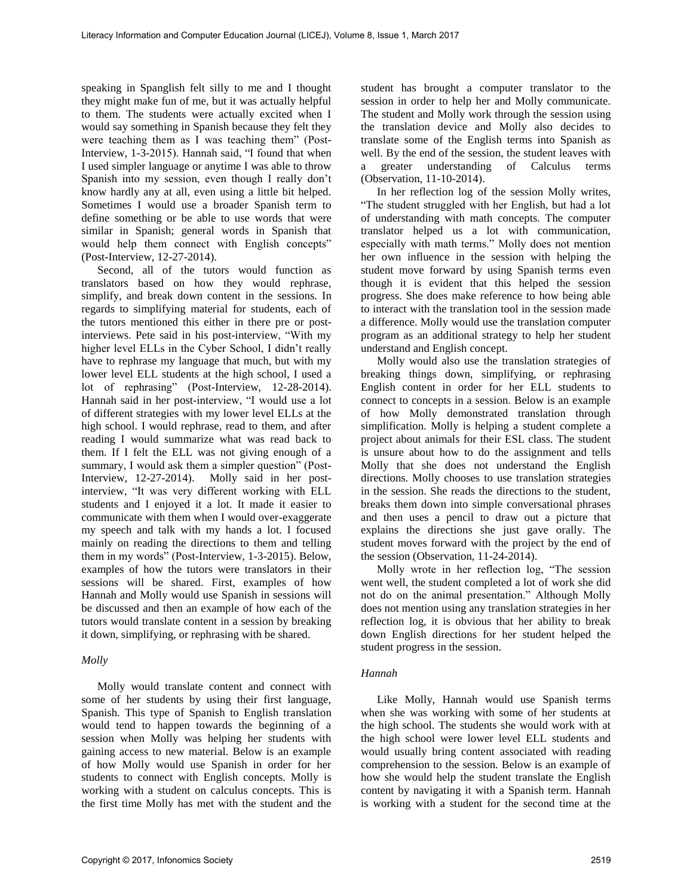speaking in Spanglish felt silly to me and I thought they might make fun of me, but it was actually helpful to them. The students were actually excited when I would say something in Spanish because they felt they were teaching them as I was teaching them" (Post-Interview, 1-3-2015). Hannah said, "I found that when I used simpler language or anytime I was able to throw Spanish into my session, even though I really don't know hardly any at all, even using a little bit helped. Sometimes I would use a broader Spanish term to define something or be able to use words that were similar in Spanish; general words in Spanish that would help them connect with English concepts" (Post-Interview, 12-27-2014).

Second, all of the tutors would function as translators based on how they would rephrase, simplify, and break down content in the sessions. In regards to simplifying material for students, each of the tutors mentioned this either in there pre or post-interviews. Pete said in his post-interview, "With my higher level ELLs in the Cyber School, I didn't really have to rephrase my language that much, but with my lower level ELL students at the high school, I used a lot of rephrasing" (Post-Interview, 12-28-2014). Hannah said in her post-interview, "I would use a lot of different strategies with my lower level ELLs at the high school. I would rephrase, read to them, and after reading I would summarize what was read back to them. If I felt the ELL was not giving enough of a summary, I would ask them a simpler question" (Post-Interview, 12-27-2014). Molly said in her post-interview, "It was very different working with ELL students and I enjoyed it a lot. It made it easier to communicate with them when I would over-exaggerate my speech and talk with my hands a lot. I focused mainly on reading the directions to them and telling them in my words" (Post-Interview, 1-3-2015). Below, examples of how the tutors were translators in their sessions will be shared. First, examples of how Hannah and Molly would use Spanish in sessions will be discussed and then an example of how each of the tutors would translate content in a session by breaking it down, simplifying, or rephrasing with be shared.

*Molly*

Molly would translate content and connect with some of her students by using their first language, Spanish. This type of Spanish to English translation would tend to happen towards the beginning of a session when Molly was helping her students with gaining access to new material. Below is an example of how Molly would use Spanish in order for her students to connect with English concepts. Molly is working with a student on calculus concepts. This is the first time Molly has met with the student and the student has brought a computer translator to the session in order to help her and Molly communicate. The student and Molly work through the session using the translation device and Molly also decides to translate some of the English terms into Spanish as well. By the end of the session, the student leaves with a greater understanding of Calculus terms (Observation, 11-10-2014).

In her reflection log of the session Molly writes, "The student struggled with her English, but had a lot of understanding with math concepts. The computer translator helped us a lot with communication, especially with math terms." Molly does not mention her own influence in the session with helping the student move forward by using Spanish terms even though it is evident that this helped the session progress. She does make reference to how being able to interact with the translation tool in the session made a difference. Molly would use the translation computer program as an additional strategy to help her student understand and English concept.

Molly would also use the translation strategies of breaking things down, simplifying, or rephrasing English content in order for her ELL students to connect to concepts in a session. Below is an example of how Molly demonstrated translation through simplification. Molly is helping a student complete a project about animals for their ESL class. The student is unsure about how to do the assignment and tells Molly that she does not understand the English directions. Molly chooses to use translation strategies in the session. She reads the directions to the student, breaks them down into simple conversational phrases and then uses a pencil to draw out a picture that explains the directions she just gave orally. The student moves forward with the project by the end of the session (Observation, 11-24-2014).

Molly wrote in her reflection log, "The session went well, the student completed a lot of work she did not do on the animal presentation." Although Molly does not mention using any translation strategies in her reflection log, it is obvious that her ability to break down English directions for her student helped the student progress in the session.

*Hannah*

Like Molly, Hannah would use Spanish terms when she was working with some of her students at the high school. The students she would work with at the high school were lower level ELL students and would usually bring content associated with reading comprehension to the session. Below is an example of how she would help the student translate the English content by navigating it with a Spanish term. Hannah is working with a student for the second time at the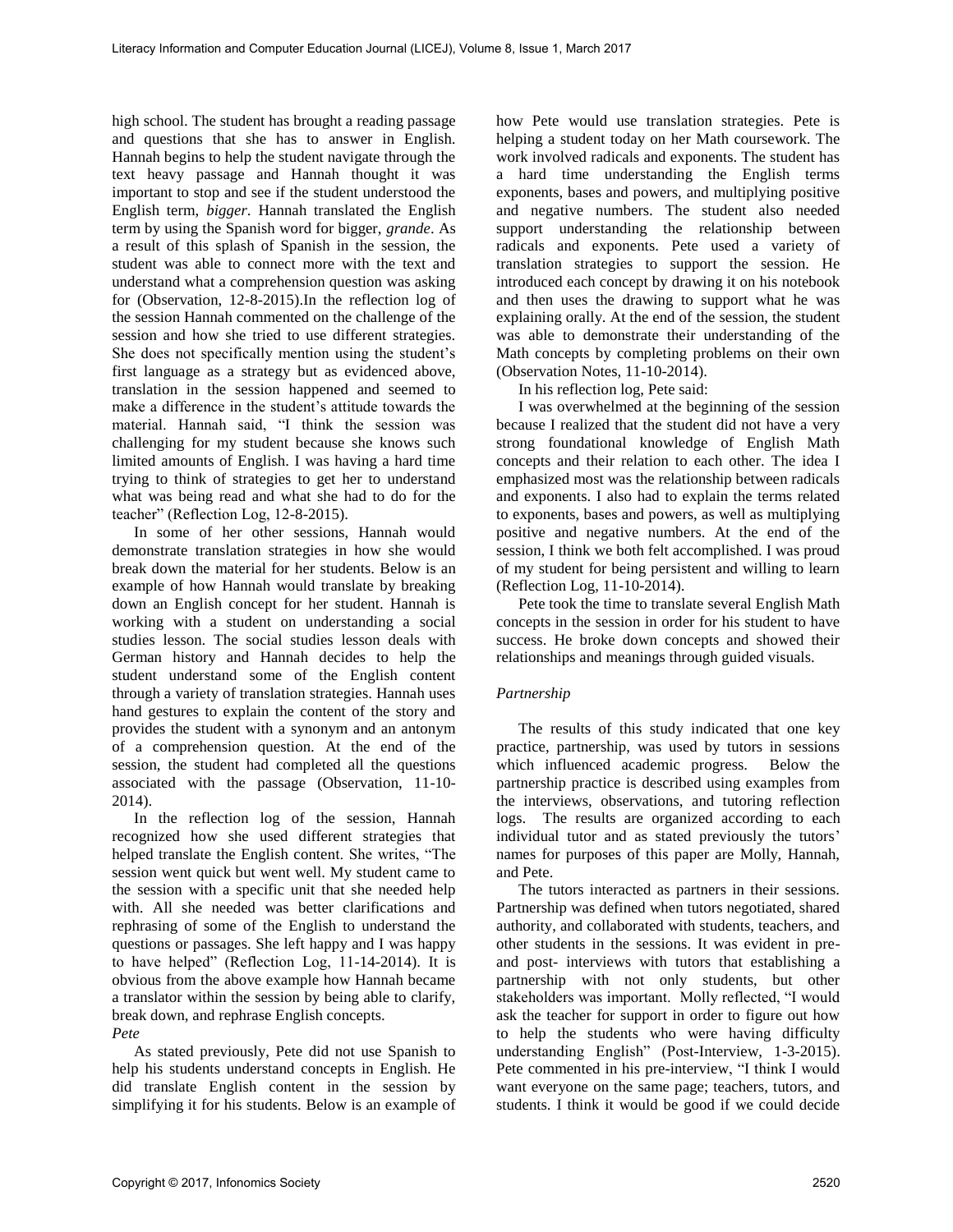high school. The student has brought a reading passage and questions that she has to answer in English. Hannah begins to help the student navigate through the text heavy passage and Hannah thought it was important to stop and see if the student understood the English term, *bigger*. Hannah translated the English term by using the Spanish word for bigger, *grande*. As a result of this splash of Spanish in the session, the student was able to connect more with the text and understand what a comprehension question was asking for (Observation, 12-8-2015).In the reflection log of the session Hannah commented on the challenge of the session and how she tried to use different strategies. She does not specifically mention using the student's first language as a strategy but as evidenced above, translation in the session happened and seemed to make a difference in the student's attitude towards the material. Hannah said, "I think the session was challenging for my student because she knows such limited amounts of English. I was having a hard time trying to think of strategies to get her to understand what was being read and what she had to do for the teacher" (Reflection Log, 12-8-2015).

In some of her other sessions, Hannah would demonstrate translation strategies in how she would break down the material for her students. Below is an example of how Hannah would translate by breaking down an English concept for her student. Hannah is working with a student on understanding a social studies lesson. The social studies lesson deals with German history and Hannah decides to help the student understand some of the English content through a variety of translation strategies. Hannah uses hand gestures to explain the content of the story and provides the student with a synonym and an antonym of a comprehension question. At the end of the session, the student had completed all the questions associated with the passage (Observation, 11-10-2014).

In the reflection log of the session, Hannah recognized how she used different strategies that helped translate the English content. She writes, "The session went quick but went well. My student came to the session with a specific unit that she needed help with. All she needed was better clarifications and rephrasing of some of the English to understand the questions or passages. She left happy and I was happy to have helped" (Reflection Log, 11-14-2014). It is obvious from the above example how Hannah became a translator within the session by being able to clarify, break down, and rephrase English concepts.

*Pete*

As stated previously, Pete did not use Spanish to help his students understand concepts in English. He did translate English content in the session by simplifying it for his students. Below is an example of how Pete would use translation strategies. Pete is helping a student today on her Math coursework. The work involved radicals and exponents. The student has a hard time understanding the English terms exponents, bases and powers, and multiplying positive and negative numbers. The student also needed support understanding the relationship between radicals and exponents. Pete used a variety of translation strategies to support the session. He introduced each concept by drawing it on his notebook and then uses the drawing to support what he was explaining orally. At the end of the session, the student was able to demonstrate their understanding of the Math concepts by completing problems on their own (Observation Notes, 11-10-2014).

In his reflection log, Pete said:

I was overwhelmed at the beginning of the session because I realized that the student did not have a very strong foundational knowledge of English Math concepts and their relation to each other. The idea I emphasized most was the relationship between radicals and exponents. I also had to explain the terms related to exponents, bases and powers, as well as multiplying positive and negative numbers. At the end of the session, I think we both felt accomplished. I was proud of my student for being persistent and willing to learn (Reflection Log, 11-10-2014).

Pete took the time to translate several English Math concepts in the session in order for his student to have success. He broke down concepts and showed their relationships and meanings through guided visuals.

*Partnership*

The results of this study indicated that one key practice, partnership, was used by tutors in sessions which influenced academic progress. Below the partnership practice is described using examples from the interviews, observations, and tutoring reflection logs. The results are organized according to each individual tutor and as stated previously the tutors' names for purposes of this paper are Molly, Hannah, and Pete.

The tutors interacted as partners in their sessions. Partnership was defined when tutors negotiated, shared authority, and collaborated with students, teachers, and other students in the sessions. It was evident in pre- and post- interviews with tutors that establishing a partnership with not only students, but other stakeholders was important. Molly reflected, "I would ask the teacher for support in order to figure out how to help the students who were having difficulty understanding English" (Post-Interview, 1-3-2015). Pete commented in his pre-interview, "I think I would want everyone on the same page; teachers, tutors, and students. I think it would be good if we could decide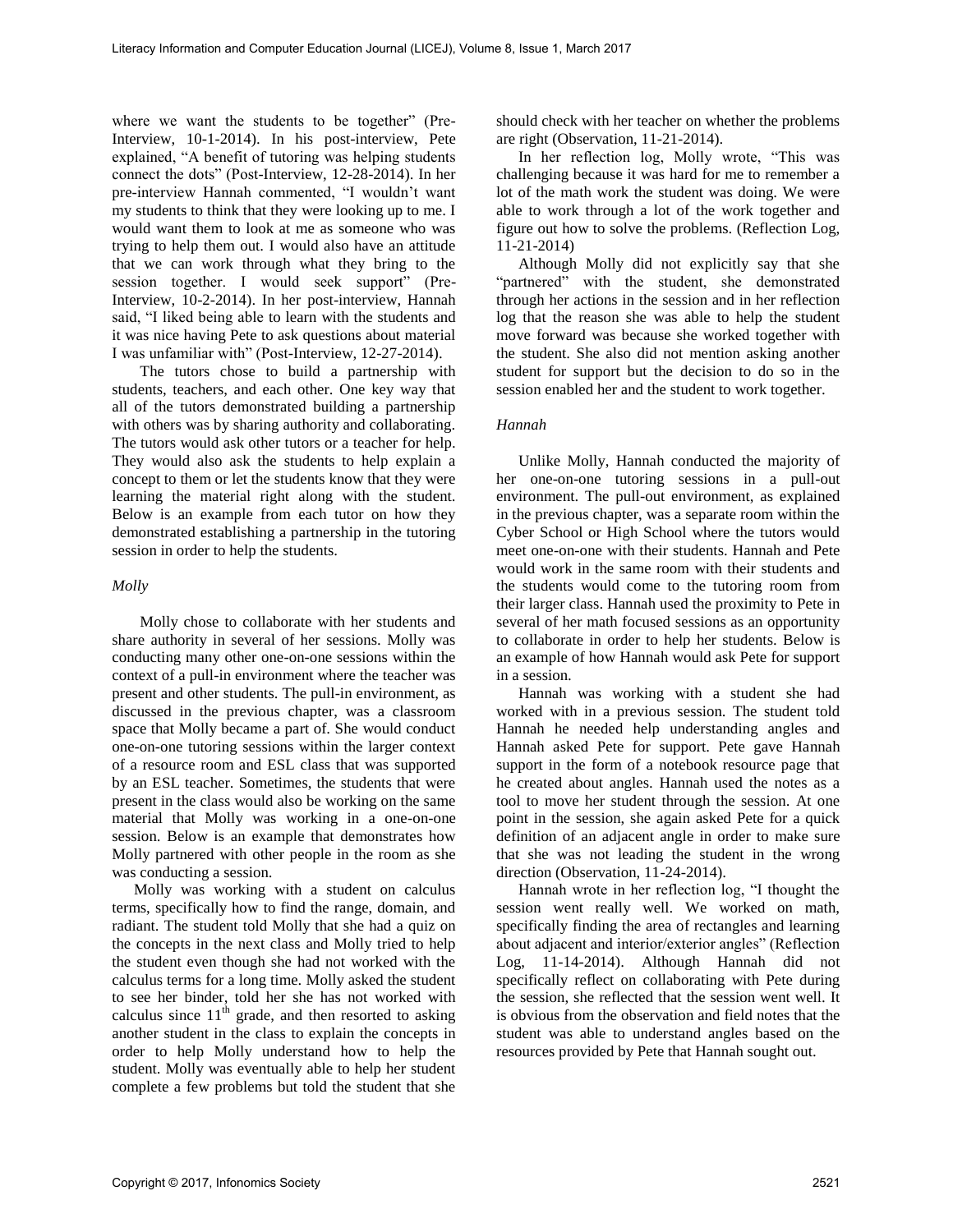where we want the students to be together" (Pre-Interview, 10-1-2014). In his post-interview, Pete explained, "A benefit of tutoring was helping students connect the dots" (Post-Interview, 12-28-2014). In her pre-interview Hannah commented, "I wouldn't want my students to think that they were looking up to me. I would want them to look at me as someone who was trying to help them out. I would also have an attitude that we can work through what they bring to the session together. I would seek support" (Pre-Interview, 10-2-2014). In her post-interview, Hannah said, "I liked being able to learn with the students and it was nice having Pete to ask questions about material I was unfamiliar with" (Post-Interview, 12-27-2014).

The tutors chose to build a partnership with students, teachers, and each other. One key way that all of the tutors demonstrated building a partnership with others was by sharing authority and collaborating. The tutors would ask other tutors or a teacher for help. They would also ask the students to help explain a concept to them or let the students know that they were learning the material right along with the student. Below is an example from each tutor on how they demonstrated establishing a partnership in the tutoring session in order to help the students.

*Molly*

Molly chose to collaborate with her students and share authority in several of her sessions. Molly was conducting many other one-on-one sessions within the context of a pull-in environment where the teacher was present and other students. The pull-in environment, as discussed in the previous chapter, was a classroom space that Molly became a part of. She would conduct one-on-one tutoring sessions within the larger context of a resource room and ESL class that was supported by an ESL teacher. Sometimes, the students that were present in the class would also be working on the same material that Molly was working in a one-on-one session. Below is an example that demonstrates how Molly partnered with other people in the room as she was conducting a session.

Molly was working with a student on calculus terms, specifically how to find the range, domain, and radiant. The student told Molly that she had a quiz on the concepts in the next class and Molly tried to help the student even though she had not worked with the calculus terms for a long time. Molly asked the student to see her binder, told her she has not worked with calculus since 11th grade, and then resorted to asking another student in the class to explain the concepts in order to help Molly understand how to help the student. Molly was eventually able to help her student complete a few problems but told the student that she should check with her teacher on whether the problems are right (Observation, 11-21-2014).

In her reflection log, Molly wrote, "This was challenging because it was hard for me to remember a lot of the math work the student was doing. We were able to work through a lot of the work together and figure out how to solve the problems. (Reflection Log, 11-21-2014)

Although Molly did not explicitly say that she "partnered" with the student, she demonstrated through her actions in the session and in her reflection log that the reason she was able to help the student move forward was because she worked together with the student. She also did not mention asking another student for support but the decision to do so in the session enabled her and the student to work together.

*Hannah*

Unlike Molly, Hannah conducted the majority of her one-on-one tutoring sessions in a pull-out environment. The pull-out environment, as explained in the previous chapter, was a separate room within the Cyber School or High School where the tutors would meet one-on-one with their students. Hannah and Pete would work in the same room with their students and the students would come to the tutoring room from their larger class. Hannah used the proximity to Pete in several of her math focused sessions as an opportunity to collaborate in order to help her students. Below is an example of how Hannah would ask Pete for support in a session.

Hannah was working with a student she had worked with in a previous session. The student told Hannah he needed help understanding angles and Hannah asked Pete for support. Pete gave Hannah support in the form of a notebook resource page that he created about angles. Hannah used the notes as a tool to move her student through the session. At one point in the session, she again asked Pete for a quick definition of an adjacent angle in order to make sure that she was not leading the student in the wrong direction (Observation, 11-24-2014).

Hannah wrote in her reflection log, "I thought the session went really well. We worked on math, specifically finding the area of rectangles and learning about adjacent and interior/exterior angles" (Reflection Log, 11-14-2014). Although Hannah did not specifically reflect on collaborating with Pete during the session, she reflected that the session went well. It is obvious from the observation and field notes that the student was able to understand angles based on the resources provided by Pete that Hannah sought out.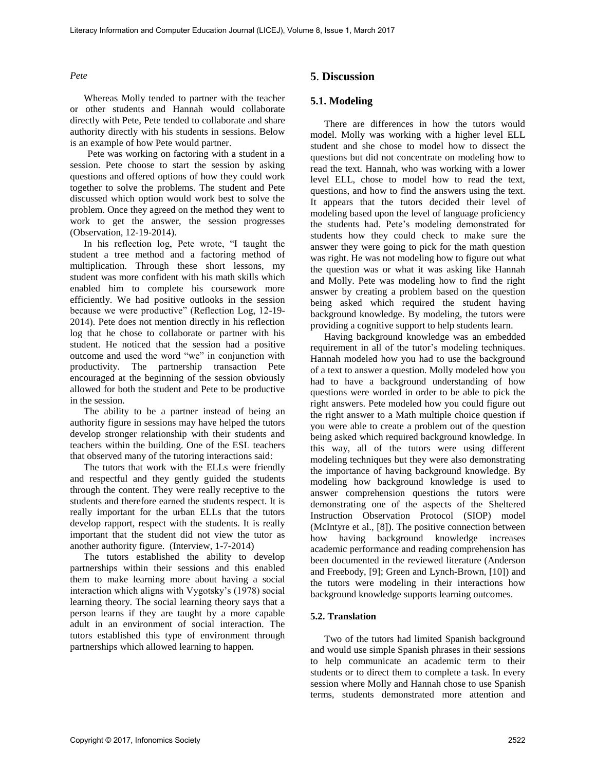*Pete*

Whereas Molly tended to partner with the teacher or other students and Hannah would collaborate directly with Pete, Pete tended to collaborate and share authority directly with his students in sessions. Below is an example of how Pete would partner.

Pete was working on factoring with a student in a session. Pete choose to start the session by asking questions and offered options of how they could work together to solve the problems. The student and Pete discussed which option would work best to solve the problem. Once they agreed on the method they went to work to get the answer, the session progresses (Observation, 12-19-2014).

In his reflection log, Pete wrote, "I taught the student a tree method and a factoring method of multiplication. Through these short lessons, my student was more confident with his math skills which enabled him to complete his coursework more efficiently. We had positive outlooks in the session because we were productive" (Reflection Log, 12-19-2014). Pete does not mention directly in his reflection log that he chose to collaborate or partner with his student. He noticed that the session had a positive outcome and used the word "we" in conjunction with productivity. The partnership transaction Pete encouraged at the beginning of the session obviously allowed for both the student and Pete to be productive in the session.

The ability to be a partner instead of being an authority figure in sessions may have helped the tutors develop stronger relationship with their students and teachers within the building. One of the ESL teachers that observed many of the tutoring interactions said:

The tutors that work with the ELLs were friendly and respectful and they gently guided the students through the content. They were really receptive to the students and therefore earned the students respect. It is really important for the urban ELLs that the tutors develop rapport, respect with the students. It is really important that the student did not view the tutor as another authority figure. (Interview, 1-7-2014)

The tutors established the ability to develop partnerships within their sessions and this enabled them to make learning more about having a social interaction which aligns with Vygotsky's (1978) social learning theory. The social learning theory says that a person learns if they are taught by a more capable adult in an environment of social interaction. The tutors established this type of environment through partnerships which allowed learning to happen.

## 5. Discussion

### 5.1. Modeling

There are differences in how the tutors would model. Molly was working with a higher level ELL student and she chose to model how to dissect the questions but did not concentrate on modeling how to read the text. Hannah, who was working with a lower level ELL, chose to model how to read the text, questions, and how to find the answers using the text. It appears that the tutors decided their level of modeling based upon the level of language proficiency the students had. Pete's modeling demonstrated for students how they could check to make sure the answer they were going to pick for the math question was right. He was not modeling how to figure out what the question was or what it was asking like Hannah and Molly. Pete was modeling how to find the right answer by creating a problem based on the question being asked which required the student having background knowledge. By modeling, the tutors were providing a cognitive support to help students learn.

Having background knowledge was an embedded requirement in all of the tutor's modeling techniques. Hannah modeled how you had to use the background of a text to answer a question. Molly modeled how you had to have a background understanding of how questions were worded in order to be able to pick the right answers. Pete modeled how you could figure out the right answer to a Math multiple choice question if you were able to create a problem out of the question being asked which required background knowledge. In this way, all of the tutors were using different modeling techniques but they were also demonstrating the importance of having background knowledge. By modeling how background knowledge is used to answer comprehension questions the tutors were demonstrating one of the aspects of the Sheltered Instruction Observation Protocol (SIOP) model (McIntyre et al., [8]). The positive connection between how having background knowledge increases academic performance and reading comprehension has been documented in the reviewed literature (Anderson and Freebody, [9]; Green and Lynch-Brown, [10]) and the tutors were modeling in their interactions how background knowledge supports learning outcomes.

### 5.2. Translation

Two of the tutors had limited Spanish background and would use simple Spanish phrases in their sessions to help communicate an academic term to their students or to direct them to complete a task. In every session where Molly and Hannah chose to use Spanish terms, students demonstrated more attention and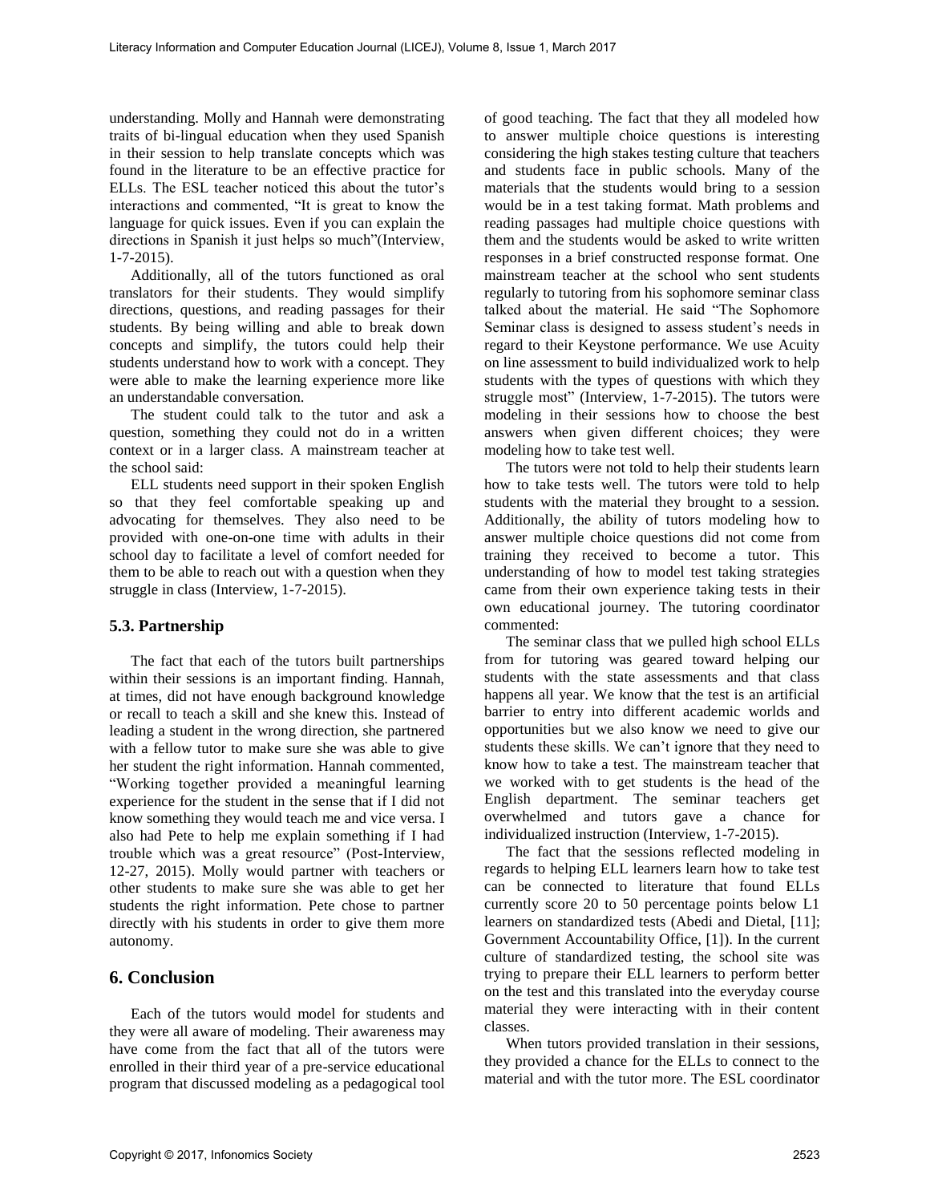understanding. Molly and Hannah were demonstrating traits of bi-lingual education when they used Spanish in their session to help translate concepts which was found in the literature to be an effective practice for ELLs. The ESL teacher noticed this about the tutor's interactions and commented, "It is great to know the language for quick issues. Even if you can explain the directions in Spanish it just helps so much"(Interview, 1-7-2015).

Additionally, all of the tutors functioned as oral translators for their students. They would simplify directions, questions, and reading passages for their students. By being willing and able to break down concepts and simplify, the tutors could help their students understand how to work with a concept. They were able to make the learning experience more like an understandable conversation.

The student could talk to the tutor and ask a question, something they could not do in a written context or in a larger class. A mainstream teacher at the school said:

ELL students need support in their spoken English so that they feel comfortable speaking up and advocating for themselves. They also need to be provided with one-on-one time with adults in their school day to facilitate a level of comfort needed for them to be able to reach out with a question when they struggle in class (Interview, 1-7-2015).

### 5.3. Partnership

The fact that each of the tutors built partnerships within their sessions is an important finding. Hannah, at times, did not have enough background knowledge or recall to teach a skill and she knew this. Instead of leading a student in the wrong direction, she partnered with a fellow tutor to make sure she was able to give her student the right information. Hannah commented, "Working together provided a meaningful learning experience for the student in the sense that if I did not know something they would teach me and vice versa. I also had Pete to help me explain something if I had trouble which was a great resource" (Post-Interview, 12-27, 2015). Molly would partner with teachers or other students to make sure she was able to get her students the right information. Pete chose to partner directly with his students in order to give them more autonomy.

## 6. Conclusion

Each of the tutors would model for students and they were all aware of modeling. Their awareness may have come from the fact that all of the tutors were enrolled in their third year of a pre-service educational program that discussed modeling as a pedagogical tool of good teaching. The fact that they all modeled how to answer multiple choice questions is interesting considering the high stakes testing culture that teachers and students face in public schools. Many of the materials that the students would bring to a session would be in a test taking format. Math problems and reading passages had multiple choice questions with them and the students would be asked to write written responses in a brief constructed response format. One mainstream teacher at the school who sent students regularly to tutoring from his sophomore seminar class talked about the material. He said "The Sophomore Seminar class is designed to assess student's needs in regard to their Keystone performance. We use Acuity on line assessment to build individualized work to help students with the types of questions with which they struggle most" (Interview, 1-7-2015). The tutors were modeling in their sessions how to choose the best answers when given different choices; they were modeling how to take test well.

The tutors were not told to help their students learn how to take tests well. The tutors were told to help students with the material they brought to a session. Additionally, the ability of tutors modeling how to answer multiple choice questions did not come from training they received to become a tutor. This understanding of how to model test taking strategies came from their own experience taking tests in their own educational journey. The tutoring coordinator commented:

The seminar class that we pulled high school ELLs from for tutoring was geared toward helping our students with the state assessments and that class happens all year. We know that the test is an artificial barrier to entry into different academic worlds and opportunities but we also know we need to give our students these skills. We can't ignore that they need to know how to take a test. The mainstream teacher that we worked with to get students is the head of the English department. The seminar teachers get overwhelmed and tutors gave a chance for individualized instruction (Interview, 1-7-2015).

The fact that the sessions reflected modeling in regards to helping ELL learners learn how to take test can be connected to literature that found ELLs currently score 20 to 50 percentage points below L1 learners on standardized tests (Abedi and Dietal, [11]; Government Accountability Office, [1]). In the current culture of standardized testing, the school site was trying to prepare their ELL learners to perform better on the test and this translated into the everyday course material they were interacting with in their content classes.

When tutors provided translation in their sessions, they provided a chance for the ELLs to connect to the material and with the tutor more. The ESL coordinator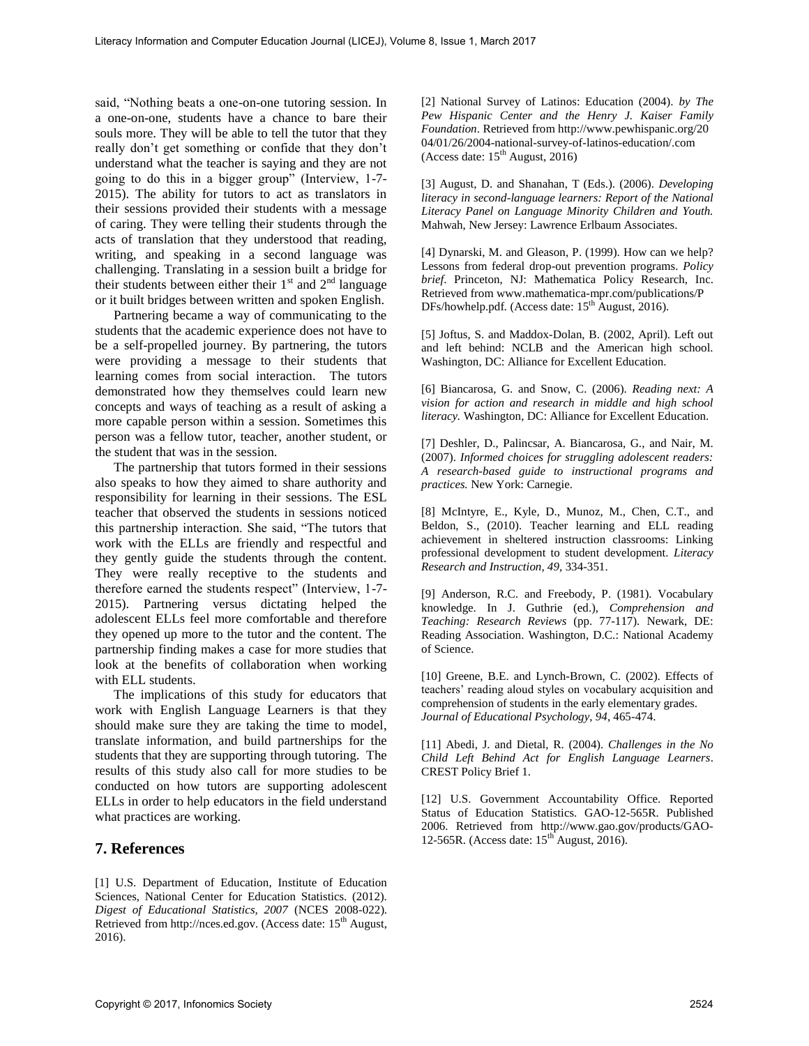said, "Nothing beats a one-on-one tutoring session. In a one-on-one, students have a chance to bare their souls more. They will be able to tell the tutor that they really don't get something or confide that they don't understand what the teacher is saying and they are not going to do this in a bigger group" (Interview, 1-7-2015). The ability for tutors to act as translators in their sessions provided their students with a message of caring. They were telling their students through the acts of translation that they understood that reading, writing, and speaking in a second language was challenging. Translating in a session built a bridge for their students between either their 1st and 2nd language or it built bridges between written and spoken English.

Partnering became a way of communicating to the students that the academic experience does not have to be a self-propelled journey. By partnering, the tutors were providing a message to their students that learning comes from social interaction. The tutors demonstrated how they themselves could learn new concepts and ways of teaching as a result of asking a more capable person within a session. Sometimes this person was a fellow tutor, teacher, another student, or the student that was in the session.

The partnership that tutors formed in their sessions also speaks to how they aimed to share authority and responsibility for learning in their sessions. The ESL teacher that observed the students in sessions noticed this partnership interaction. She said, "The tutors that work with the ELLs are friendly and respectful and they gently guide the students through the content. They were really receptive to the students and therefore earned the students respect" (Interview, 1-7-2015). Partnering versus dictating helped the adolescent ELLs feel more comfortable and therefore they opened up more to the tutor and the content. The partnership finding makes a case for more studies that look at the benefits of collaboration when working with ELL students.

The implications of this study for educators that work with English Language Learners is that they should make sure they are taking the time to model, translate information, and build partnerships for the students that they are supporting through tutoring. The results of this study also call for more studies to be conducted on how tutors are supporting adolescent ELLs in order to help educators in the field understand what practices are working.

## 7. References

[1] U.S. Department of Education, Institute of Education Sciences, National Center for Education Statistics. (2012). *Digest of Educational Statistics, 2007* (NCES 2008-022). Retrieved from http://nces.ed.gov. (Access date: 15th August, 2016).

[2] National Survey of Latinos: Education (2004). *by The Pew Hispanic Center and the Henry J. Kaiser Family Foundation*. Retrieved from http://www.pewhispanic.org/2004/01/26/2004-national-survey-of-latinos-education/.com (Access date: 15th August, 2016)

[3] August, D. and Shanahan, T (Eds.). (2006). *Developing literacy in second-language learners: Report of the National Literacy Panel on Language Minority Children and Youth.* Mahwah, New Jersey: Lawrence Erlbaum Associates.

[4] Dynarski, M. and Gleason, P. (1999). How can we help? Lessons from federal drop-out prevention programs. *Policy brief*. Princeton, NJ: Mathematica Policy Research, Inc. Retrieved from www.mathematica-mpr.com/publications/PDFs/howhelp.pdf. (Access date: 15th August, 2016).

[5] Joftus, S. and Maddox-Dolan, B. (2002, April). Left out and left behind: NCLB and the American high school. Washington, DC: Alliance for Excellent Education.

[6] Biancarosa, G. and Snow, C. (2006). *Reading next: A vision for action and research in middle and high school literacy.* Washington, DC: Alliance for Excellent Education.

[7] Deshler, D., Palincsar, A. Biancarosa, G., and Nair, M. (2007). *Informed choices for struggling adolescent readers: A research-based guide to instructional programs and practices.* New York: Carnegie.

[8] McIntyre, E., Kyle, D., Munoz, M., Chen, C.T., and Beldon, S., (2010). Teacher learning and ELL reading achievement in sheltered instruction classrooms: Linking professional development to student development. *Literacy Research and Instruction, 49*, 334-351.

[9] Anderson, R.C. and Freebody, P. (1981). Vocabulary knowledge. In J. Guthrie (ed.), *Comprehension and Teaching: Research Reviews* (pp. 77-117). Newark, DE: Reading Association. Washington, D.C.: National Academy of Science.

[10] Greene, B.E. and Lynch-Brown, C. (2002). Effects of teachers' reading aloud styles on vocabulary acquisition and comprehension of students in the early elementary grades. *Journal of Educational Psychology*, *94*, 465-474.

[11] Abedi, J. and Dietal, R. (2004). *Challenges in the No Child Left Behind Act for English Language Learners*. CREST Policy Brief 1.

[12] U.S. Government Accountability Office. Reported Status of Education Statistics. GAO-12-565R. Published 2006. Retrieved from http://www.gao.gov/products/GAO-12-565R. (Access date: 15th August, 2016).